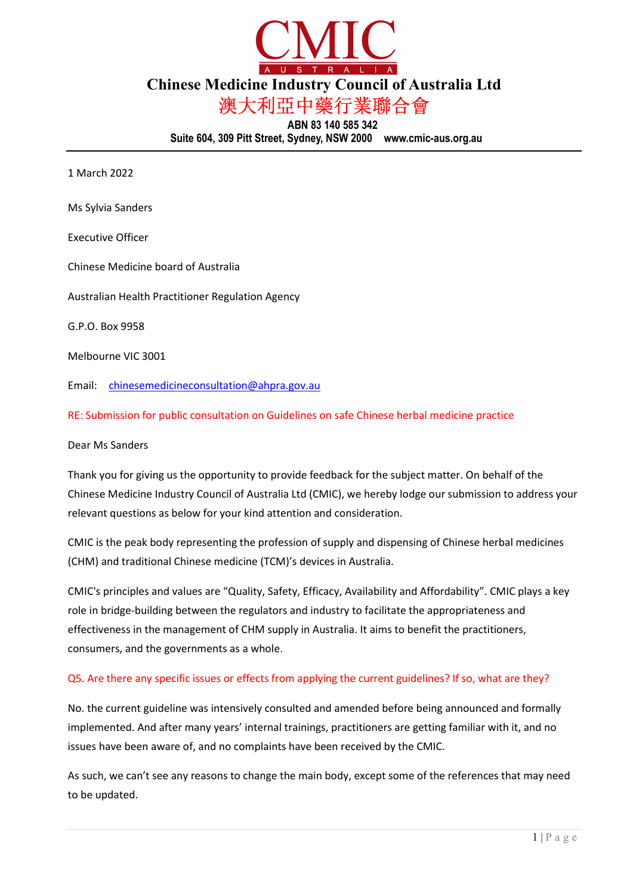# CMIC

AUSTRALIA

## Chinese Medicine Industry Council of Australia Ltd

## 澳大利亞中藥行業聯合會

**ABN 83 140 585 342**

**Suite 604, 309 Pitt Street, Sydney, NSW 2000 www.cmic-aus.org.au**

---

1 March 2022

Ms Sylvia Sanders

Executive Officer

Chinese Medicine board of Australia

Australian Health Practitioner Regulation Agency

G.P.O. Box 9958

Melbourne VIC 3001

Email: chinesemedicineconsultation@ahpra.gov.au

RE: Submission for public consultation on Guidelines on safe Chinese herbal medicine practice

Dear Ms Sanders

Thank you for giving us the opportunity to provide feedback for the subject matter. On behalf of the Chinese Medicine Industry Council of Australia Ltd (CMIC), we hereby lodge our submission to address your relevant questions as below for your kind attention and consideration.

CMIC is the peak body representing the profession of supply and dispensing of Chinese herbal medicines (CHM) and traditional Chinese medicine (TCM)'s devices in Australia.

CMIC's principles and values are "Quality, Safety, Efficacy, Availability and Affordability". CMIC plays a key role in bridge-building between the regulators and industry to facilitate the appropriateness and effectiveness in the management of CHM supply in Australia. It aims to benefit the practitioners, consumers, and the governments as a whole.

Q5. Are there any specific issues or effects from applying the current guidelines? If so, what are they?

No. the current guideline was intensively consulted and amended before being announced and formally implemented. And after many years' internal trainings, practitioners are getting familiar with it, and no issues have been aware of, and no complaints have been received by the CMIC.

As such, we can't see any reasons to change the main body, except some of the references that may need to be updated.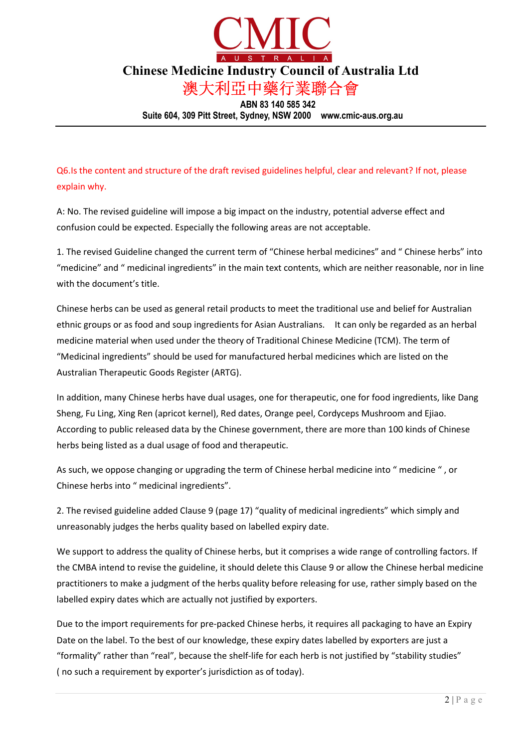# CMIC

AUSTRALIA

**Chinese Medicine Industry Council of Australia Ltd**

澳大利亞中藥行業聯合會

**ABN 83 140 585 342**

**Suite 604, 309 Pitt Street, Sydney, NSW 2000 www.cmic-aus.org.au**

---

Q6.Is the content and structure of the draft revised guidelines helpful, clear and relevant? If not, please explain why.

A: No. The revised guideline will impose a big impact on the industry, potential adverse effect and confusion could be expected. Especially the following areas are not acceptable.

1. The revised Guideline changed the current term of "Chinese herbal medicines" and " Chinese herbs" into "medicine" and " medicinal ingredients" in the main text contents, which are neither reasonable, nor in line with the document's title.

Chinese herbs can be used as general retail products to meet the traditional use and belief for Australian ethnic groups or as food and soup ingredients for Asian Australians. It can only be regarded as an herbal medicine material when used under the theory of Traditional Chinese Medicine (TCM). The term of "Medicinal ingredients" should be used for manufactured herbal medicines which are listed on the Australian Therapeutic Goods Register (ARTG).

In addition, many Chinese herbs have dual usages, one for therapeutic, one for food ingredients, like Dang Sheng, Fu Ling, Xing Ren (apricot kernel), Red dates, Orange peel, Cordyceps Mushroom and Ejiao. According to public released data by the Chinese government, there are more than 100 kinds of Chinese herbs being listed as a dual usage of food and therapeutic.

As such, we oppose changing or upgrading the term of Chinese herbal medicine into " medicine " , or Chinese herbs into " medicinal ingredients".

2. The revised guideline added Clause 9 (page 17) "quality of medicinal ingredients" which simply and unreasonably judges the herbs quality based on labelled expiry date.

We support to address the quality of Chinese herbs, but it comprises a wide range of controlling factors. If the CMBA intend to revise the guideline, it should delete this Clause 9 or allow the Chinese herbal medicine practitioners to make a judgment of the herbs quality before releasing for use, rather simply based on the labelled expiry dates which are actually not justified by exporters.

Due to the import requirements for pre-packed Chinese herbs, it requires all packaging to have an Expiry Date on the label. To the best of our knowledge, these expiry dates labelled by exporters are just a "formality" rather than "real", because the shelf-life for each herb is not justified by "stability studies" ( no such a requirement by exporter's jurisdiction as of today).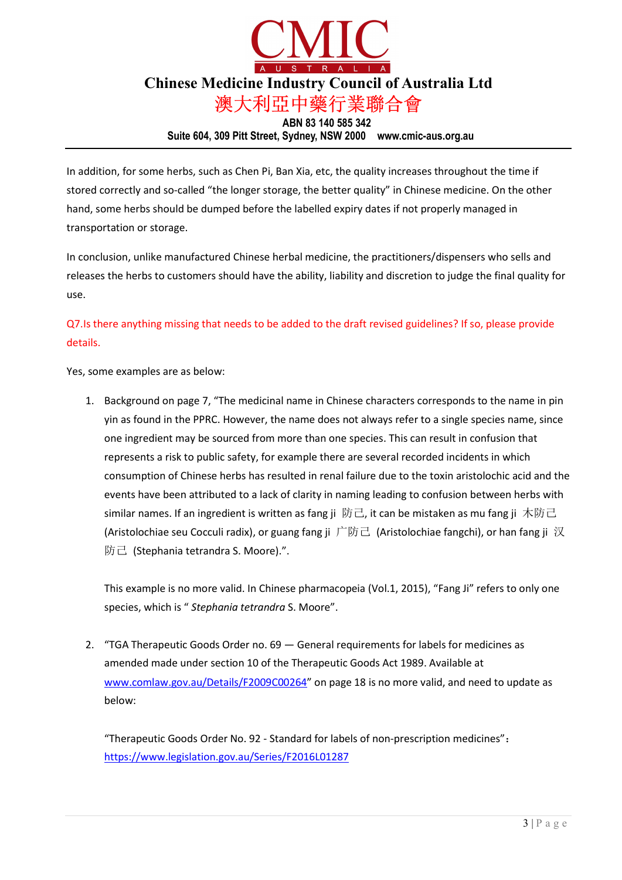In addition, for some herbs, such as Chen Pi, Ban Xia, etc, the quality increases throughout the time if stored correctly and so-called "the longer storage, the better quality" in Chinese medicine. On the other hand, some herbs should be dumped before the labelled expiry dates if not properly managed in transportation or storage.

In conclusion, unlike manufactured Chinese herbal medicine, the practitioners/dispensers who sells and releases the herbs to customers should have the ability, liability and discretion to judge the final quality for use.

Q7.Is there anything missing that needs to be added to the draft revised guidelines? If so, please provide details.

Yes, some examples are as below:

1. Background on page 7, "The medicinal name in Chinese characters corresponds to the name in pin yin as found in the PPRC. However, the name does not always refer to a single species name, since one ingredient may be sourced from more than one species. This can result in confusion that represents a risk to public safety, for example there are several recorded incidents in which consumption of Chinese herbs has resulted in renal failure due to the toxin aristolochic acid and the events have been attributed to a lack of clarity in naming leading to confusion between herbs with similar names. If an ingredient is written as fang ji 防己, it can be mistaken as mu fang ji 木防己 (Aristolochiae seu Cocculi radix), or guang fang ji 广防己 (Aristolochiae fangchi), or han fang ji 汉防己 (Stephania tetrandra S. Moore).".

   This example is no more valid. In Chinese pharmacopeia (Vol.1, 2015), "Fang Ji" refers to only one species, which is " *Stephania tetrandra* S. Moore".

2. "TGA Therapeutic Goods Order no. 69 — General requirements for labels for medicines as amended made under section 10 of the Therapeutic Goods Act 1989. Available at www.comlaw.gov.au/Details/F2009C00264" on page 18 is no more valid, and need to update as below:

   "Therapeutic Goods Order No. 92 - Standard for labels of non-prescription medicines"：https://www.legislation.gov.au/Series/F2016L01287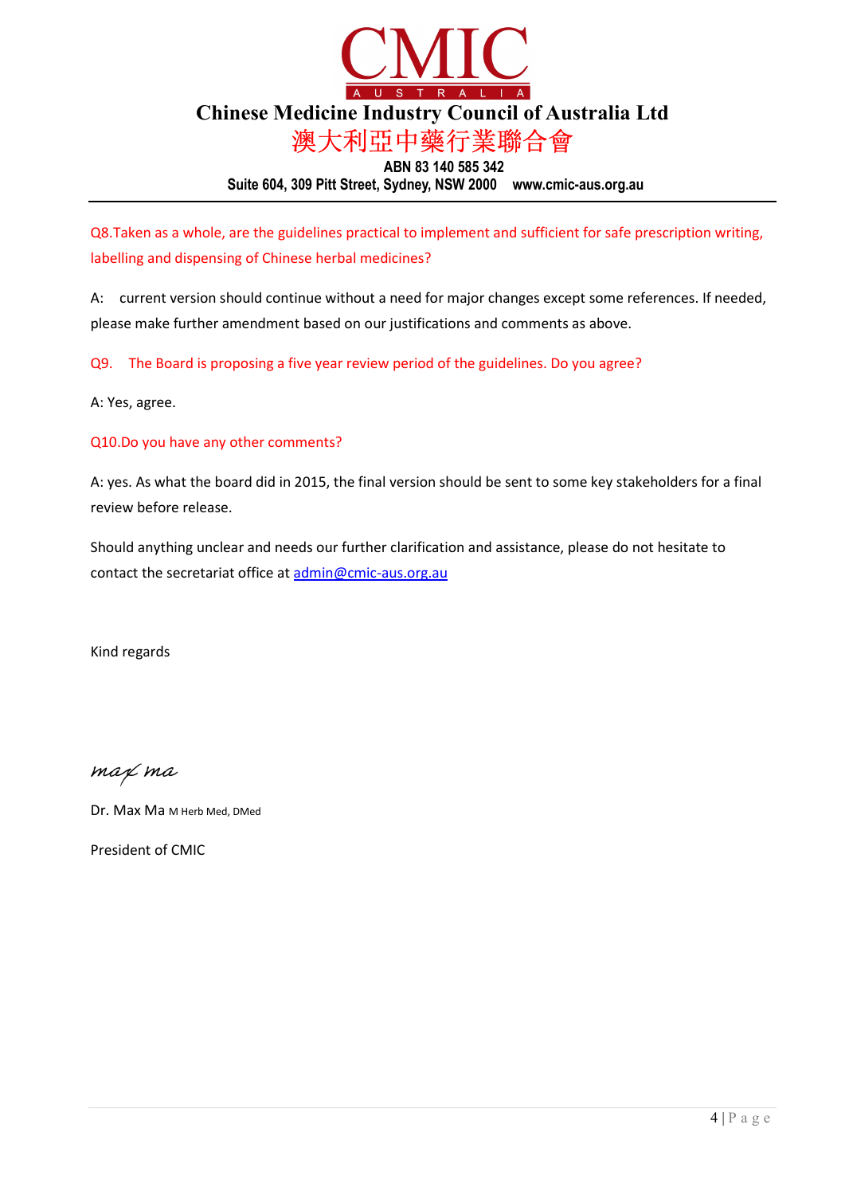# Chinese Medicine Industry Council of Australia Ltd

澳大利亞中藥行業聯合會

**ABN 83 140 585 342**

**Suite 604, 309 Pitt Street, Sydney, NSW 2000 www.cmic-aus.org.au**

---

Q8.Taken as a whole, are the guidelines practical to implement and sufficient for safe prescription writing, labelling and dispensing of Chinese herbal medicines?

A: current version should continue without a need for major changes except some references. If needed, please make further amendment based on our justifications and comments as above.

Q9. The Board is proposing a five year review period of the guidelines. Do you agree?

A: Yes, agree.

Q10.Do you have any other comments?

A: yes. As what the board did in 2015, the final version should be sent to some key stakeholders for a final review before release.

Should anything unclear and needs our further clarification and assistance, please do not hesitate to contact the secretariat office at admin@cmic-aus.org.au

Kind regards

*max ma*

Dr. Max Ma M Herb Med, DMed

President of CMIC